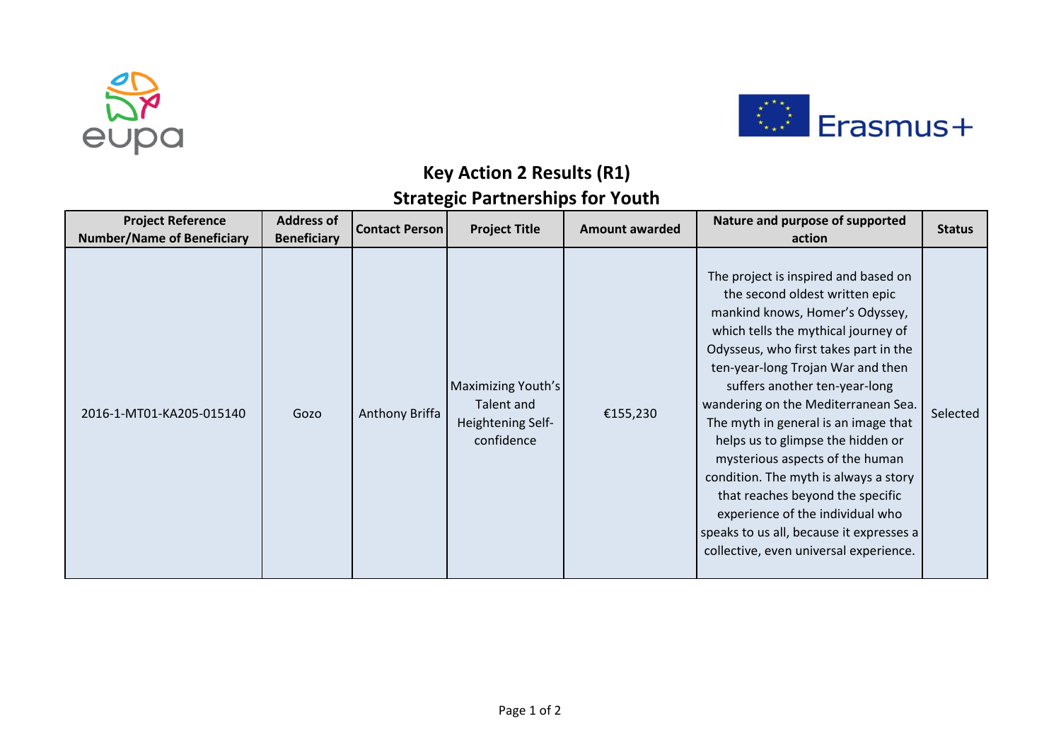# Key Action 2 Results (R1)
## Strategic Partnerships for Youth

| Project Reference Number/Name of Beneficiary | Address of Beneficiary | Contact Person | Project Title | Amount awarded | Nature and purpose of supported action | Status |
|---|---|---|---|---|---|---|
| 2016-1-MT01-KA205-015140 | Gozo | Anthony Briffa | Maximizing Youth's Talent and Heightening Self-confidence | €155,230 | The project is inspired and based on the second oldest written epic mankind knows, Homer's Odyssey, which tells the mythical journey of Odysseus, who first takes part in the ten-year-long Trojan War and then suffers another ten-year-long wandering on the Mediterranean Sea. The myth in general is an image that helps us to glimpse the hidden or mysterious aspects of the human condition. The myth is always a story that reaches beyond the specific experience of the individual who speaks to us all, because it expresses a collective, even universal experience. | Selected |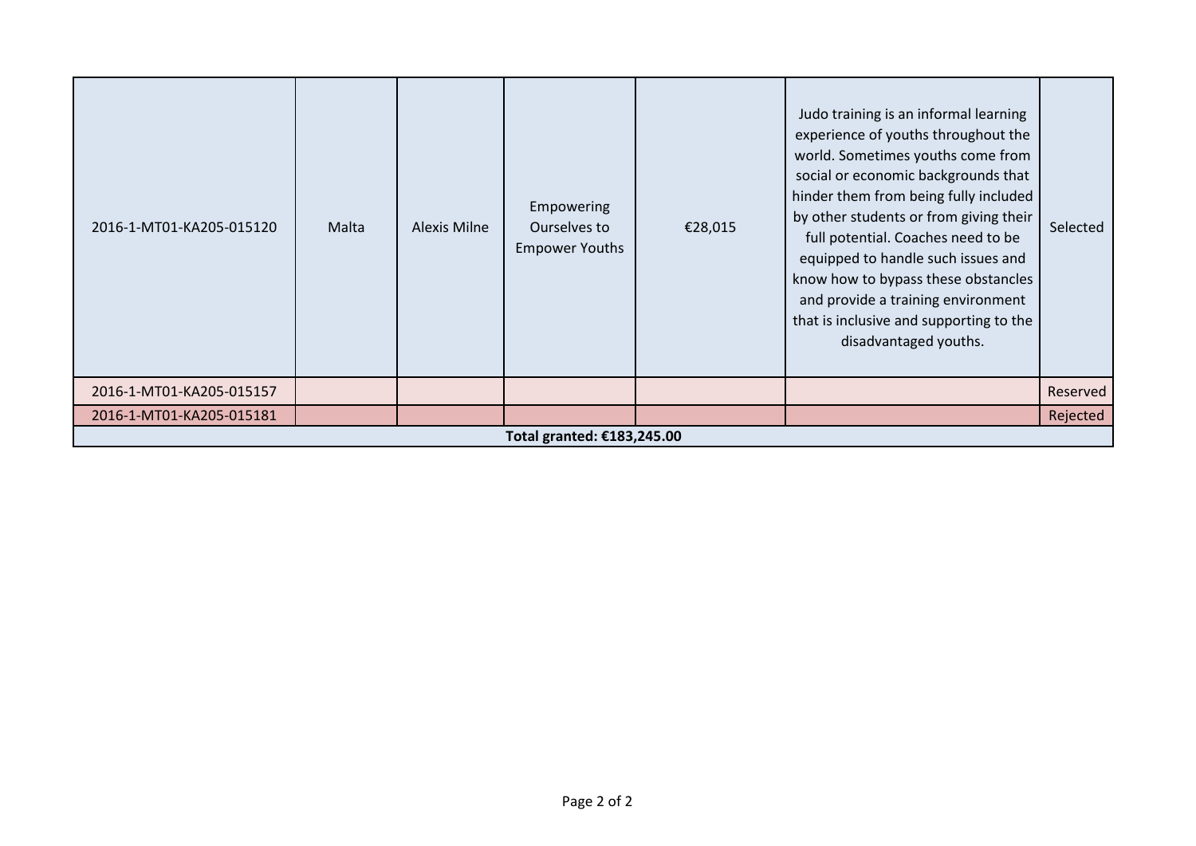| | | | | | | |
|---|---|---|---|---|---|---|
| 2016-1-MT01-KA205-015120 | Malta | Alexis Milne | Empowering Ourselves to Empower Youths | €28,015 | Judo training is an informal learning experience of youths throughout the world. Sometimes youths come from social or economic backgrounds that hinder them from being fully included by other students or from giving their full potential. Coaches need to be equipped to handle such issues and know how to bypass these obstancles and provide a training environment that is inclusive and supporting to the disadvantaged youths. | Selected |
| 2016-1-MT01-KA205-015157 | | | | | | Reserved |
| 2016-1-MT01-KA205-015181 | | | | | | Rejected |
| **Total granted: €183,245.00** | | | | | | |